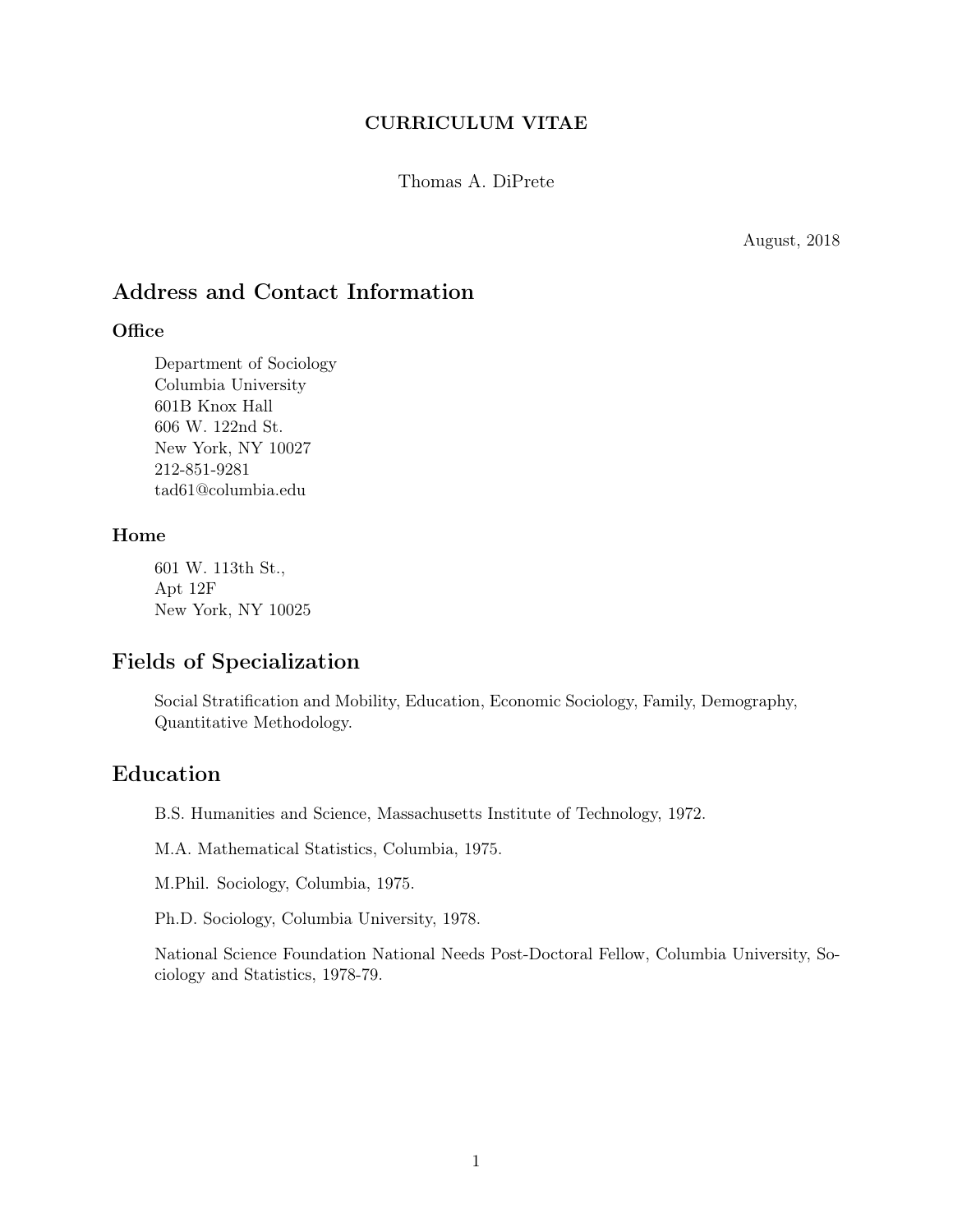**CURRICULUM VITAE**

Thomas A. DiPrete

August, 2018

# Address and Contact Information

## Office

Department of Sociology
Columbia University
601B Knox Hall
606 W. 122nd St.
New York, NY 10027
212-851-9281
tad61@columbia.edu

## Home

601 W. 113th St.,
Apt 12F
New York, NY 10025

# Fields of Specialization

Social Stratification and Mobility, Education, Economic Sociology, Family, Demography, Quantitative Methodology.

# Education

B.S. Humanities and Science, Massachusetts Institute of Technology, 1972.

M.A. Mathematical Statistics, Columbia, 1975.

M.Phil. Sociology, Columbia, 1975.

Ph.D. Sociology, Columbia University, 1978.

National Science Foundation National Needs Post-Doctoral Fellow, Columbia University, Sociology and Statistics, 1978-79.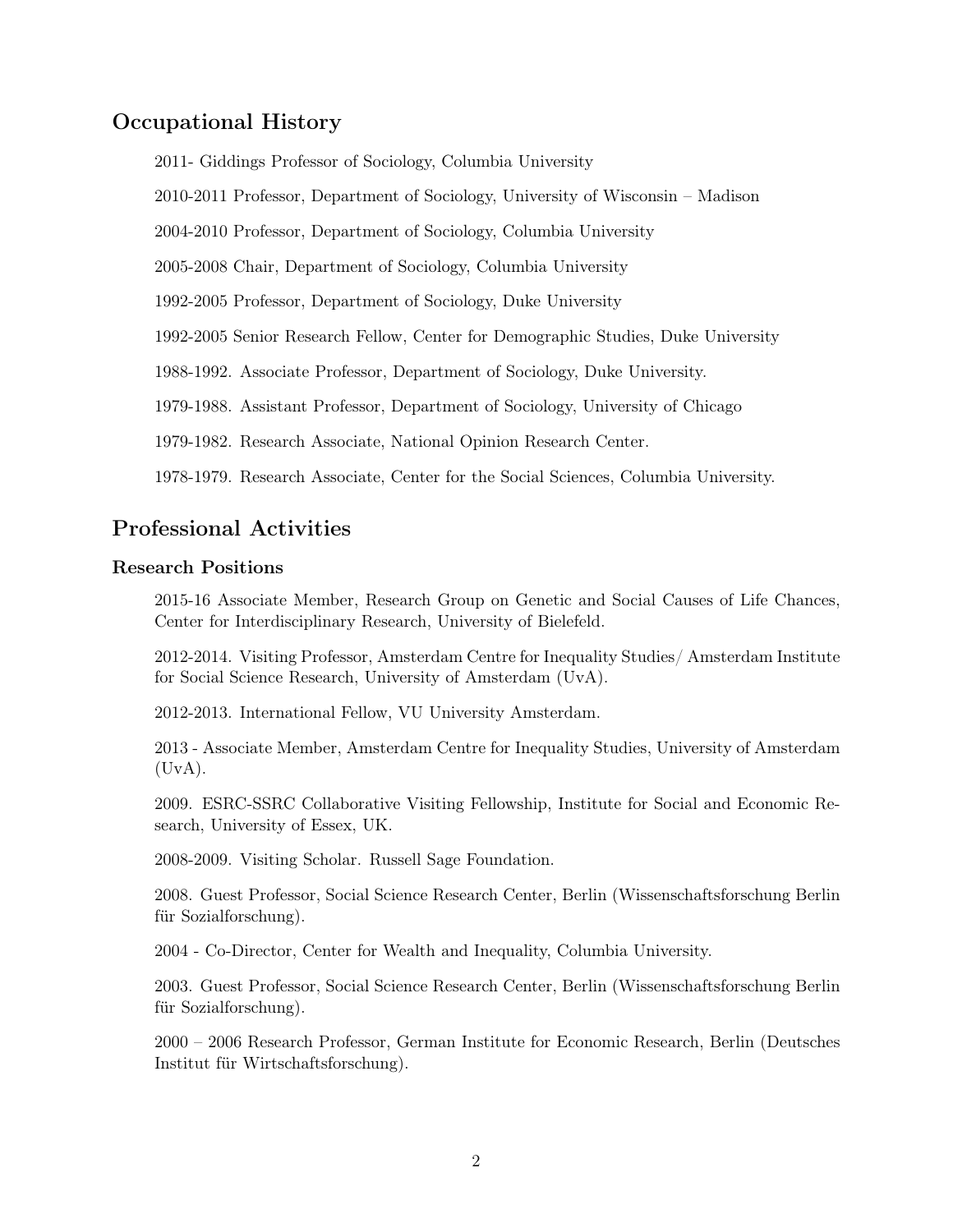## Occupational History

2011- Giddings Professor of Sociology, Columbia University

2010-2011 Professor, Department of Sociology, University of Wisconsin – Madison

2004-2010 Professor, Department of Sociology, Columbia University

2005-2008 Chair, Department of Sociology, Columbia University

1992-2005 Professor, Department of Sociology, Duke University

1992-2005 Senior Research Fellow, Center for Demographic Studies, Duke University

1988-1992. Associate Professor, Department of Sociology, Duke University.

1979-1988. Assistant Professor, Department of Sociology, University of Chicago

1979-1982. Research Associate, National Opinion Research Center.

1978-1979. Research Associate, Center for the Social Sciences, Columbia University.

## Professional Activities

### Research Positions

2015-16 Associate Member, Research Group on Genetic and Social Causes of Life Chances, Center for Interdisciplinary Research, University of Bielefeld.

2012-2014. Visiting Professor, Amsterdam Centre for Inequality Studies/ Amsterdam Institute for Social Science Research, University of Amsterdam (UvA).

2012-2013. International Fellow, VU University Amsterdam.

2013 - Associate Member, Amsterdam Centre for Inequality Studies, University of Amsterdam (UvA).

2009. ESRC-SSRC Collaborative Visiting Fellowship, Institute for Social and Economic Research, University of Essex, UK.

2008-2009. Visiting Scholar. Russell Sage Foundation.

2008. Guest Professor, Social Science Research Center, Berlin (Wissenschaftsforschung Berlin für Sozialforschung).

2004 - Co-Director, Center for Wealth and Inequality, Columbia University.

2003. Guest Professor, Social Science Research Center, Berlin (Wissenschaftsforschung Berlin für Sozialforschung).

2000 – 2006 Research Professor, German Institute for Economic Research, Berlin (Deutsches Institut für Wirtschaftsforschung).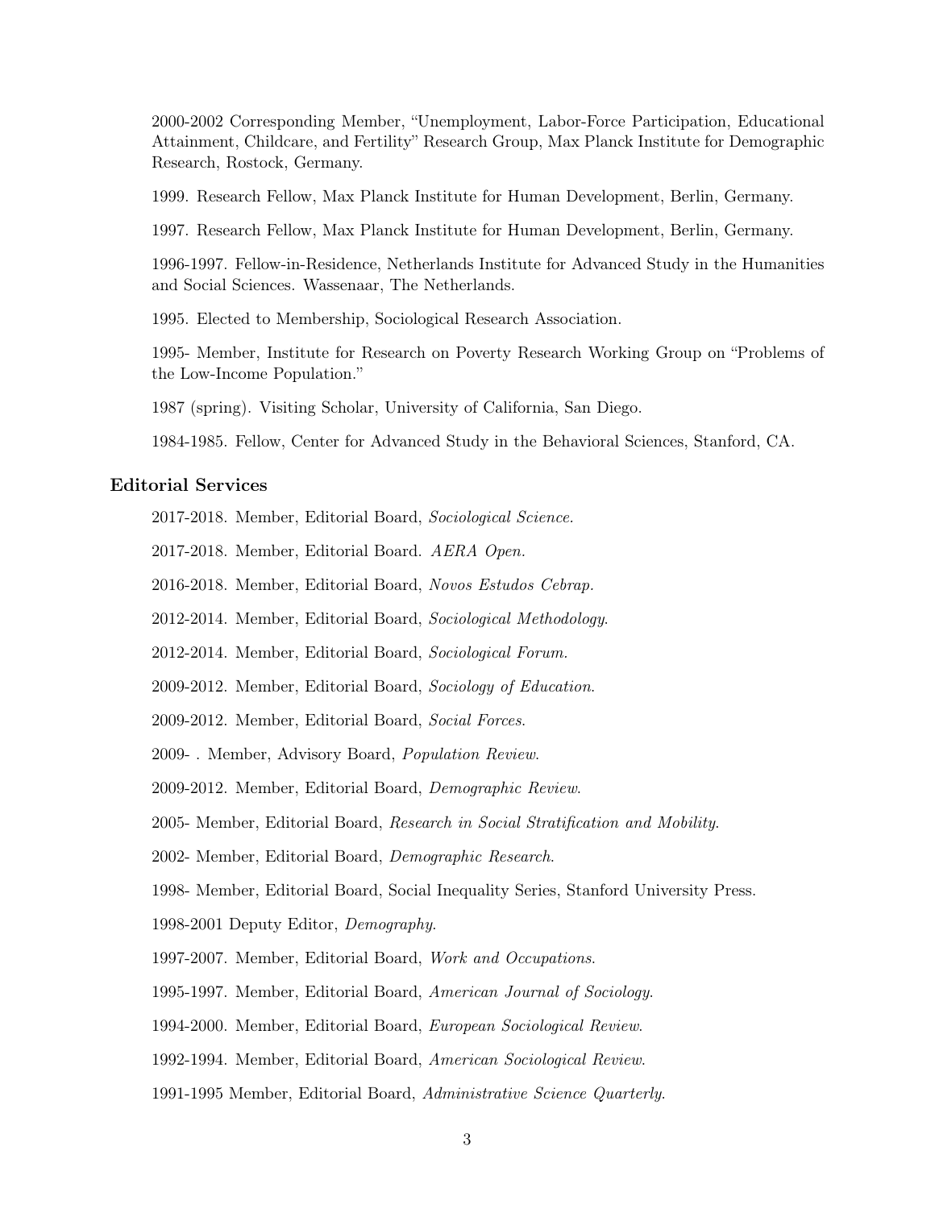2000-2002 Corresponding Member, "Unemployment, Labor-Force Participation, Educational Attainment, Childcare, and Fertility" Research Group, Max Planck Institute for Demographic Research, Rostock, Germany.

1999. Research Fellow, Max Planck Institute for Human Development, Berlin, Germany.

1997. Research Fellow, Max Planck Institute for Human Development, Berlin, Germany.

1996-1997. Fellow-in-Residence, Netherlands Institute for Advanced Study in the Humanities and Social Sciences. Wassenaar, The Netherlands.

1995. Elected to Membership, Sociological Research Association.

1995- Member, Institute for Research on Poverty Research Working Group on "Problems of the Low-Income Population."

1987 (spring). Visiting Scholar, University of California, San Diego.

1984-1985. Fellow, Center for Advanced Study in the Behavioral Sciences, Stanford, CA.

### Editorial Services

2017-2018. Member, Editorial Board, *Sociological Science.*

2017-2018. Member, Editorial Board. *AERA Open.*

2016-2018. Member, Editorial Board, *Novos Estudos Cebrap.*

2012-2014. Member, Editorial Board, *Sociological Methodology.*

2012-2014. Member, Editorial Board, *Sociological Forum.*

2009-2012. Member, Editorial Board, *Sociology of Education.*

2009-2012. Member, Editorial Board, *Social Forces.*

2009- . Member, Advisory Board, *Population Review.*

2009-2012. Member, Editorial Board, *Demographic Review.*

2005- Member, Editorial Board, *Research in Social Stratification and Mobility.*

2002- Member, Editorial Board, *Demographic Research.*

1998- Member, Editorial Board, Social Inequality Series, Stanford University Press.

1998-2001 Deputy Editor, *Demography.*

1997-2007. Member, Editorial Board, *Work and Occupations.*

1995-1997. Member, Editorial Board, *American Journal of Sociology.*

1994-2000. Member, Editorial Board, *European Sociological Review.*

1992-1994. Member, Editorial Board, *American Sociological Review.*

1991-1995 Member, Editorial Board, *Administrative Science Quarterly.*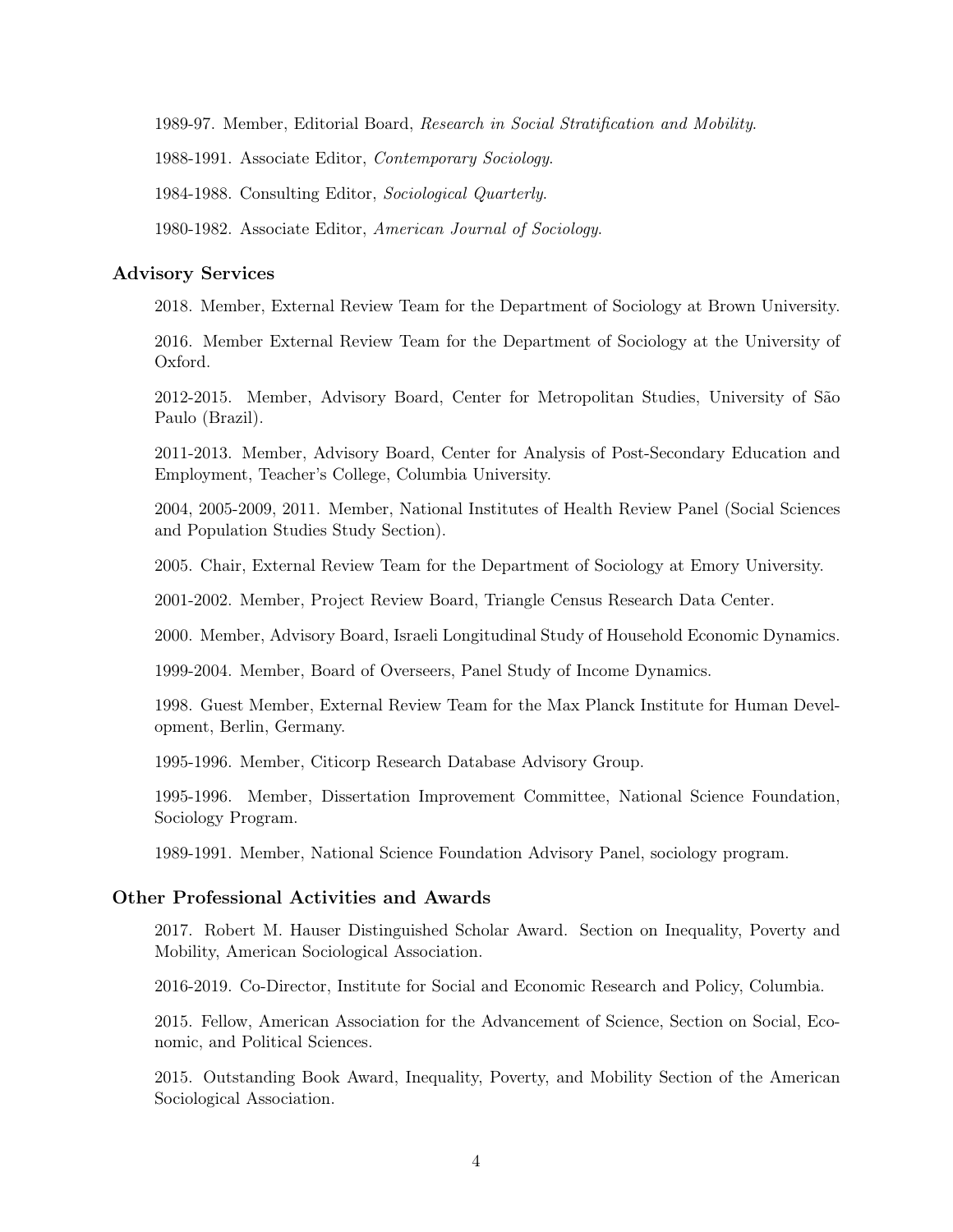1989-97. Member, Editorial Board, *Research in Social Stratification and Mobility*.

1988-1991. Associate Editor, *Contemporary Sociology*.

1984-1988. Consulting Editor, *Sociological Quarterly*.

1980-1982. Associate Editor, *American Journal of Sociology*.

### Advisory Services

2018. Member, External Review Team for the Department of Sociology at Brown University.

2016. Member External Review Team for the Department of Sociology at the University of Oxford.

2012-2015. Member, Advisory Board, Center for Metropolitan Studies, University of São Paulo (Brazil).

2011-2013. Member, Advisory Board, Center for Analysis of Post-Secondary Education and Employment, Teacher's College, Columbia University.

2004, 2005-2009, 2011. Member, National Institutes of Health Review Panel (Social Sciences and Population Studies Study Section).

2005. Chair, External Review Team for the Department of Sociology at Emory University.

2001-2002. Member, Project Review Board, Triangle Census Research Data Center.

2000. Member, Advisory Board, Israeli Longitudinal Study of Household Economic Dynamics.

1999-2004. Member, Board of Overseers, Panel Study of Income Dynamics.

1998. Guest Member, External Review Team for the Max Planck Institute for Human Development, Berlin, Germany.

1995-1996. Member, Citicorp Research Database Advisory Group.

1995-1996. Member, Dissertation Improvement Committee, National Science Foundation, Sociology Program.

1989-1991. Member, National Science Foundation Advisory Panel, sociology program.

### Other Professional Activities and Awards

2017. Robert M. Hauser Distinguished Scholar Award. Section on Inequality, Poverty and Mobility, American Sociological Association.

2016-2019. Co-Director, Institute for Social and Economic Research and Policy, Columbia.

2015. Fellow, American Association for the Advancement of Science, Section on Social, Economic, and Political Sciences.

2015. Outstanding Book Award, Inequality, Poverty, and Mobility Section of the American Sociological Association.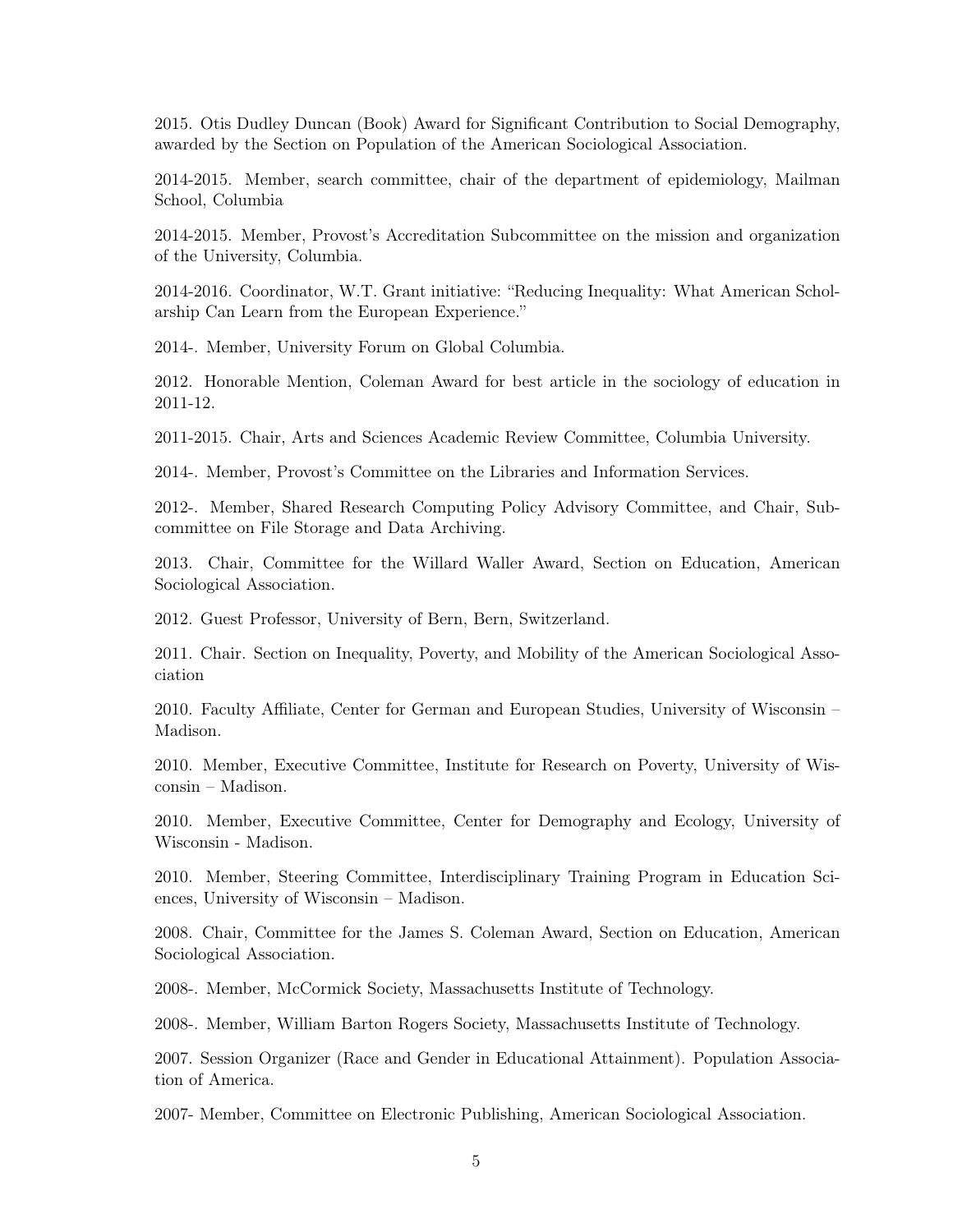2015. Otis Dudley Duncan (Book) Award for Significant Contribution to Social Demography, awarded by the Section on Population of the American Sociological Association.

2014-2015. Member, search committee, chair of the department of epidemiology, Mailman School, Columbia

2014-2015. Member, Provost's Accreditation Subcommittee on the mission and organization of the University, Columbia.

2014-2016. Coordinator, W.T. Grant initiative: "Reducing Inequality: What American Scholarship Can Learn from the European Experience."

2014-. Member, University Forum on Global Columbia.

2012. Honorable Mention, Coleman Award for best article in the sociology of education in 2011-12.

2011-2015. Chair, Arts and Sciences Academic Review Committee, Columbia University.

2014-. Member, Provost's Committee on the Libraries and Information Services.

2012-. Member, Shared Research Computing Policy Advisory Committee, and Chair, Subcommittee on File Storage and Data Archiving.

2013. Chair, Committee for the Willard Waller Award, Section on Education, American Sociological Association.

2012. Guest Professor, University of Bern, Bern, Switzerland.

2011. Chair. Section on Inequality, Poverty, and Mobility of the American Sociological Association

2010. Faculty Affiliate, Center for German and European Studies, University of Wisconsin – Madison.

2010. Member, Executive Committee, Institute for Research on Poverty, University of Wisconsin – Madison.

2010. Member, Executive Committee, Center for Demography and Ecology, University of Wisconsin - Madison.

2010. Member, Steering Committee, Interdisciplinary Training Program in Education Sciences, University of Wisconsin – Madison.

2008. Chair, Committee for the James S. Coleman Award, Section on Education, American Sociological Association.

2008-. Member, McCormick Society, Massachusetts Institute of Technology.

2008-. Member, William Barton Rogers Society, Massachusetts Institute of Technology.

2007. Session Organizer (Race and Gender in Educational Attainment). Population Association of America.

2007- Member, Committee on Electronic Publishing, American Sociological Association.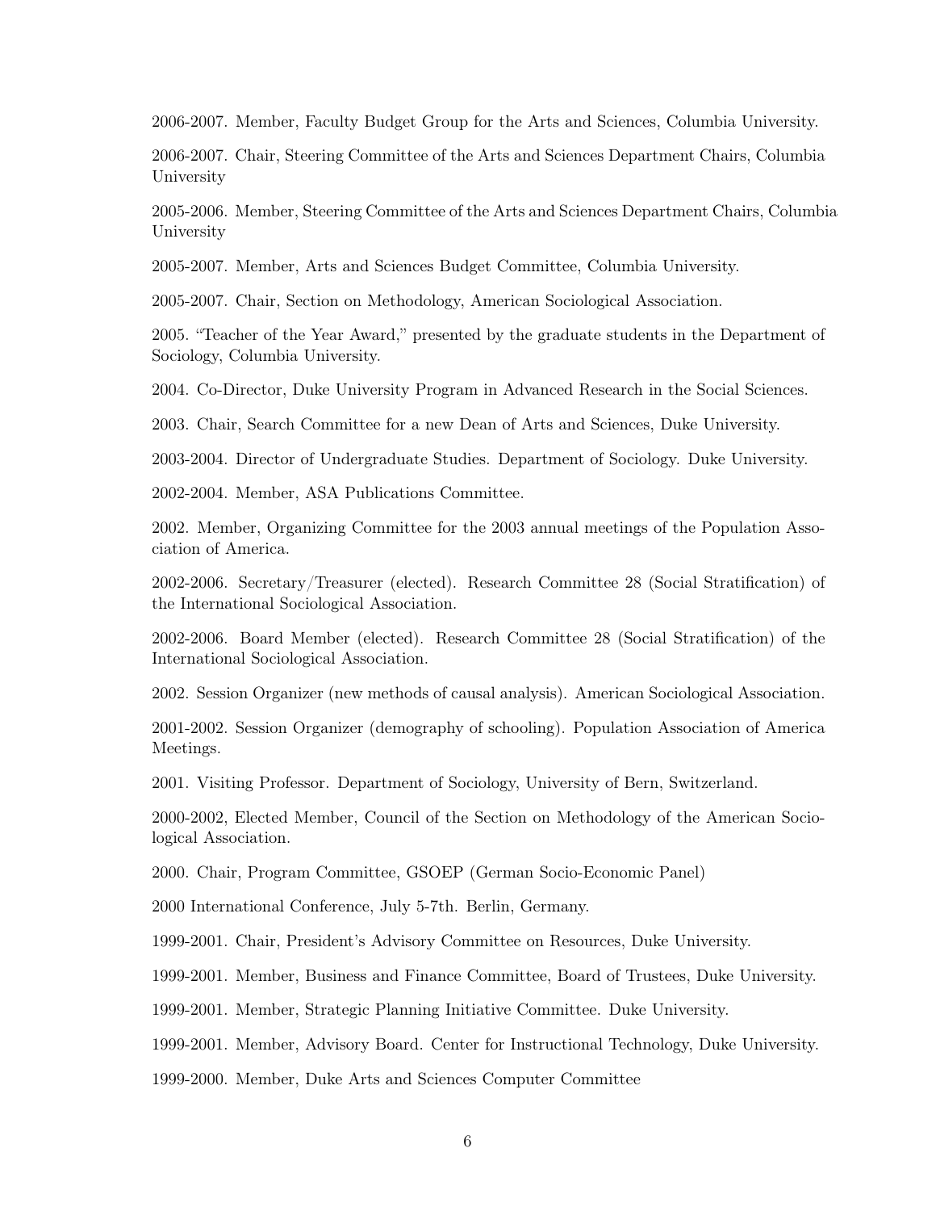2006-2007. Member, Faculty Budget Group for the Arts and Sciences, Columbia University.

2006-2007. Chair, Steering Committee of the Arts and Sciences Department Chairs, Columbia University

2005-2006. Member, Steering Committee of the Arts and Sciences Department Chairs, Columbia University

2005-2007. Member, Arts and Sciences Budget Committee, Columbia University.

2005-2007. Chair, Section on Methodology, American Sociological Association.

2005. "Teacher of the Year Award," presented by the graduate students in the Department of Sociology, Columbia University.

2004. Co-Director, Duke University Program in Advanced Research in the Social Sciences.

2003. Chair, Search Committee for a new Dean of Arts and Sciences, Duke University.

2003-2004. Director of Undergraduate Studies. Department of Sociology. Duke University.

2002-2004. Member, ASA Publications Committee.

2002. Member, Organizing Committee for the 2003 annual meetings of the Population Association of America.

2002-2006. Secretary/Treasurer (elected). Research Committee 28 (Social Stratification) of the International Sociological Association.

2002-2006. Board Member (elected). Research Committee 28 (Social Stratification) of the International Sociological Association.

2002. Session Organizer (new methods of causal analysis). American Sociological Association.

2001-2002. Session Organizer (demography of schooling). Population Association of America Meetings.

2001. Visiting Professor. Department of Sociology, University of Bern, Switzerland.

2000-2002, Elected Member, Council of the Section on Methodology of the American Sociological Association.

2000. Chair, Program Committee, GSOEP (German Socio-Economic Panel)

2000 International Conference, July 5-7th. Berlin, Germany.

1999-2001. Chair, President's Advisory Committee on Resources, Duke University.

1999-2001. Member, Business and Finance Committee, Board of Trustees, Duke University.

1999-2001. Member, Strategic Planning Initiative Committee. Duke University.

1999-2001. Member, Advisory Board. Center for Instructional Technology, Duke University.

1999-2000. Member, Duke Arts and Sciences Computer Committee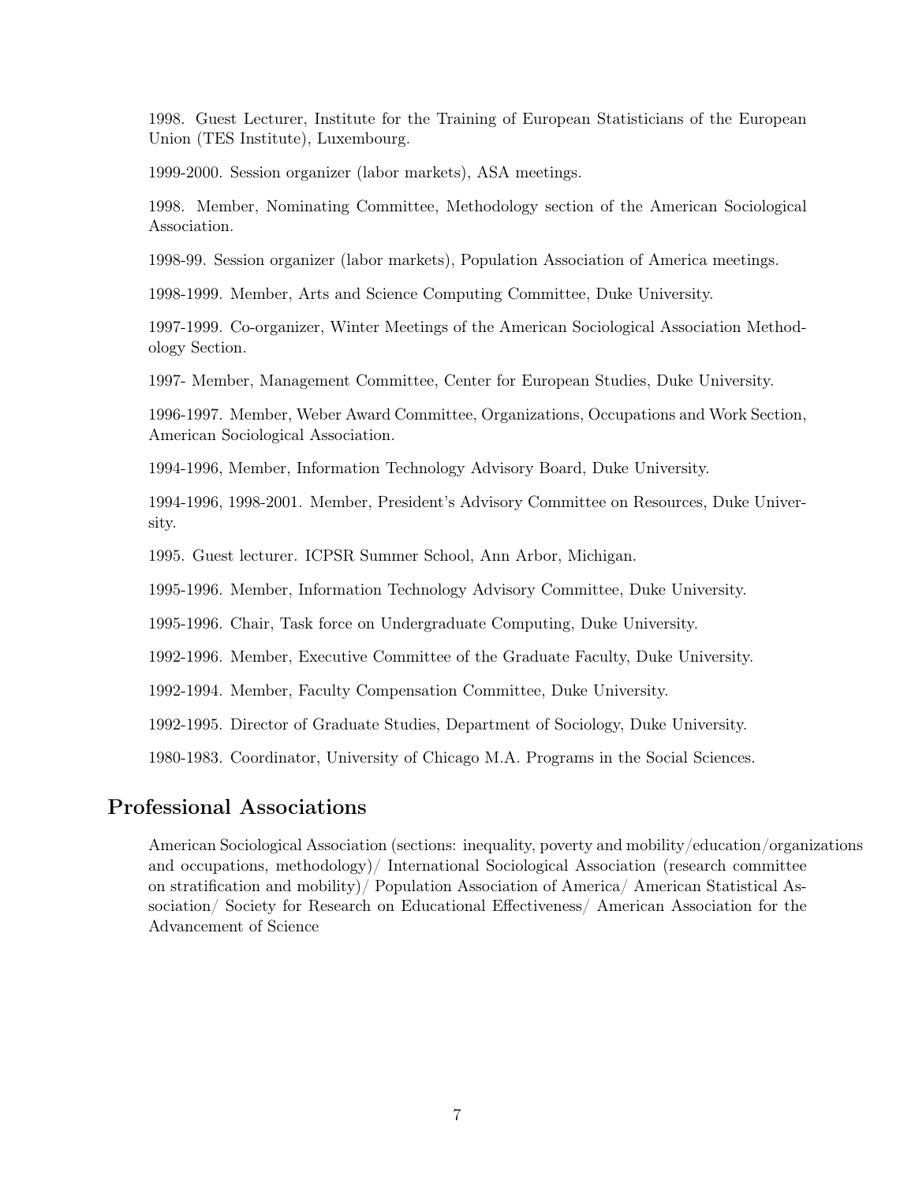1998. Guest Lecturer, Institute for the Training of European Statisticians of the European Union (TES Institute), Luxembourg.

1999-2000. Session organizer (labor markets), ASA meetings.

1998. Member, Nominating Committee, Methodology section of the American Sociological Association.

1998-99. Session organizer (labor markets), Population Association of America meetings.

1998-1999. Member, Arts and Science Computing Committee, Duke University.

1997-1999. Co-organizer, Winter Meetings of the American Sociological Association Methodology Section.

1997- Member, Management Committee, Center for European Studies, Duke University.

1996-1997. Member, Weber Award Committee, Organizations, Occupations and Work Section, American Sociological Association.

1994-1996, Member, Information Technology Advisory Board, Duke University.

1994-1996, 1998-2001. Member, President's Advisory Committee on Resources, Duke University.

1995. Guest lecturer. ICPSR Summer School, Ann Arbor, Michigan.

1995-1996. Member, Information Technology Advisory Committee, Duke University.

1995-1996. Chair, Task force on Undergraduate Computing, Duke University.

1992-1996. Member, Executive Committee of the Graduate Faculty, Duke University.

1992-1994. Member, Faculty Compensation Committee, Duke University.

1992-1995. Director of Graduate Studies, Department of Sociology, Duke University.

1980-1983. Coordinator, University of Chicago M.A. Programs in the Social Sciences.

## Professional Associations

American Sociological Association (sections: inequality, poverty and mobility/education/organizations and occupations, methodology)/ International Sociological Association (research committee on stratification and mobility)/ Population Association of America/ American Statistical Association/ Society for Research on Educational Effectiveness/ American Association for the Advancement of Science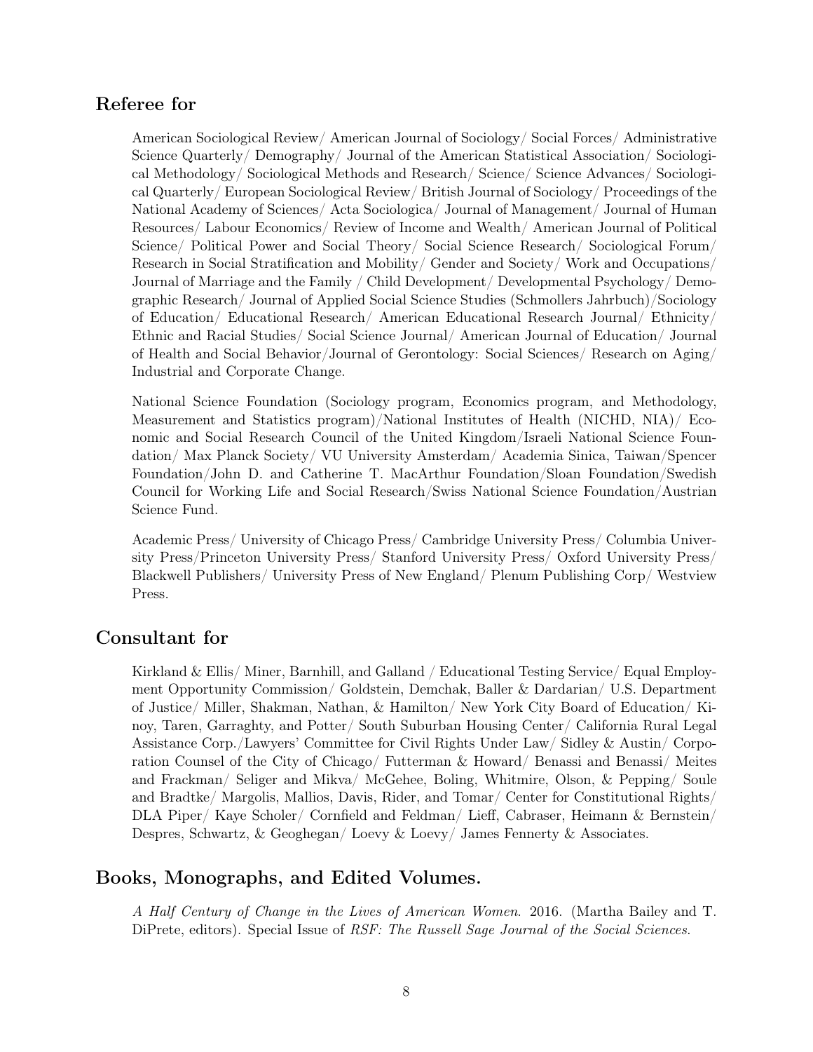## Referee for

American Sociological Review/ American Journal of Sociology/ Social Forces/ Administrative Science Quarterly/ Demography/ Journal of the American Statistical Association/ Sociological Methodology/ Sociological Methods and Research/ Science/ Science Advances/ Sociological Quarterly/ European Sociological Review/ British Journal of Sociology/ Proceedings of the National Academy of Sciences/ Acta Sociologica/ Journal of Management/ Journal of Human Resources/ Labour Economics/ Review of Income and Wealth/ American Journal of Political Science/ Political Power and Social Theory/ Social Science Research/ Sociological Forum/ Research in Social Stratification and Mobility/ Gender and Society/ Work and Occupations/ Journal of Marriage and the Family / Child Development/ Developmental Psychology/ Demographic Research/ Journal of Applied Social Science Studies (Schmollers Jahrbuch)/Sociology of Education/ Educational Research/ American Educational Research Journal/ Ethnicity/ Ethnic and Racial Studies/ Social Science Journal/ American Journal of Education/ Journal of Health and Social Behavior/Journal of Gerontology: Social Sciences/ Research on Aging/ Industrial and Corporate Change.

National Science Foundation (Sociology program, Economics program, and Methodology, Measurement and Statistics program)/National Institutes of Health (NICHD, NIA)/ Economic and Social Research Council of the United Kingdom/Israeli National Science Foundation/ Max Planck Society/ VU University Amsterdam/ Academia Sinica, Taiwan/Spencer Foundation/John D. and Catherine T. MacArthur Foundation/Sloan Foundation/Swedish Council for Working Life and Social Research/Swiss National Science Foundation/Austrian Science Fund.

Academic Press/ University of Chicago Press/ Cambridge University Press/ Columbia University Press/Princeton University Press/ Stanford University Press/ Oxford University Press/ Blackwell Publishers/ University Press of New England/ Plenum Publishing Corp/ Westview Press.

## Consultant for

Kirkland & Ellis/ Miner, Barnhill, and Galland / Educational Testing Service/ Equal Employment Opportunity Commission/ Goldstein, Demchak, Baller & Dardarian/ U.S. Department of Justice/ Miller, Shakman, Nathan, & Hamilton/ New York City Board of Education/ Kinoy, Taren, Garraghty, and Potter/ South Suburban Housing Center/ California Rural Legal Assistance Corp./Lawyers' Committee for Civil Rights Under Law/ Sidley & Austin/ Corporation Counsel of the City of Chicago/ Futterman & Howard/ Benassi and Benassi/ Meites and Frackman/ Seliger and Mikva/ McGehee, Boling, Whitmire, Olson, & Pepping/ Soule and Bradtke/ Margolis, Mallios, Davis, Rider, and Tomar/ Center for Constitutional Rights/ DLA Piper/ Kaye Scholer/ Cornfield and Feldman/ Lieff, Cabraser, Heimann & Bernstein/ Despres, Schwartz, & Geoghegan/ Loevy & Loevy/ James Fennerty & Associates.

## Books, Monographs, and Edited Volumes.

*A Half Century of Change in the Lives of American Women*. 2016. (Martha Bailey and T. DiPrete, editors). Special Issue of *RSF: The Russell Sage Journal of the Social Sciences*.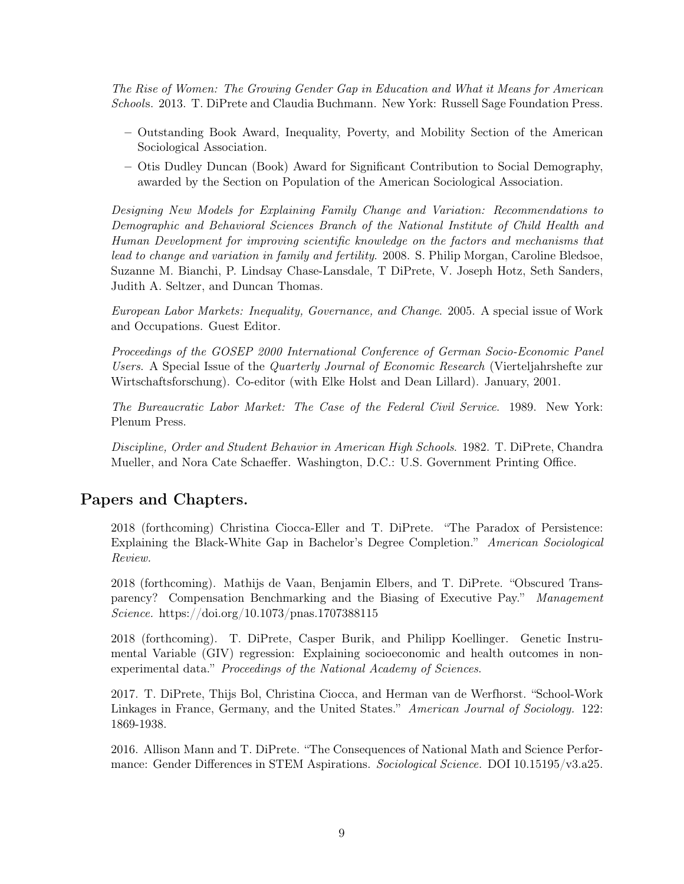*The Rise of Women: The Growing Gender Gap in Education and What it Means for American Schools*. 2013. T. DiPrete and Claudia Buchmann. New York: Russell Sage Foundation Press.

- Outstanding Book Award, Inequality, Poverty, and Mobility Section of the American Sociological Association.
- Otis Dudley Duncan (Book) Award for Significant Contribution to Social Demography, awarded by the Section on Population of the American Sociological Association.

*Designing New Models for Explaining Family Change and Variation: Recommendations to Demographic and Behavioral Sciences Branch of the National Institute of Child Health and Human Development for improving scientific knowledge on the factors and mechanisms that lead to change and variation in family and fertility*. 2008. S. Philip Morgan, Caroline Bledsoe, Suzanne M. Bianchi, P. Lindsay Chase-Lansdale, T DiPrete, V. Joseph Hotz, Seth Sanders, Judith A. Seltzer, and Duncan Thomas.

*European Labor Markets: Inequality, Governance, and Change*. 2005. A special issue of Work and Occupations. Guest Editor.

*Proceedings of the GOSEP 2000 International Conference of German Socio-Economic Panel Users*. A Special Issue of the *Quarterly Journal of Economic Research* (Vierteljahrshefte zur Wirtschaftsforschung). Co-editor (with Elke Holst and Dean Lillard). January, 2001.

*The Bureaucratic Labor Market: The Case of the Federal Civil Service*. 1989. New York: Plenum Press.

*Discipline, Order and Student Behavior in American High Schools*. 1982. T. DiPrete, Chandra Mueller, and Nora Cate Schaeffer. Washington, D.C.: U.S. Government Printing Office.

## Papers and Chapters.

2018 (forthcoming) Christina Ciocca-Eller and T. DiPrete. "The Paradox of Persistence: Explaining the Black-White Gap in Bachelor's Degree Completion." *American Sociological Review.*

2018 (forthcoming). Mathijs de Vaan, Benjamin Elbers, and T. DiPrete. "Obscured Transparency? Compensation Benchmarking and the Biasing of Executive Pay." *Management Science.* https://doi.org/10.1073/pnas.1707388115

2018 (forthcoming). T. DiPrete, Casper Burik, and Philipp Koellinger. Genetic Instrumental Variable (GIV) regression: Explaining socioeconomic and health outcomes in non-experimental data." *Proceedings of the National Academy of Sciences*.

2017. T. DiPrete, Thijs Bol, Christina Ciocca, and Herman van de Werfhorst. "School-Work Linkages in France, Germany, and the United States." *American Journal of Sociology.* 122: 1869-1938.

2016. Allison Mann and T. DiPrete. "The Consequences of National Math and Science Performance: Gender Differences in STEM Aspirations. *Sociological Science.* DOI 10.15195/v3.a25.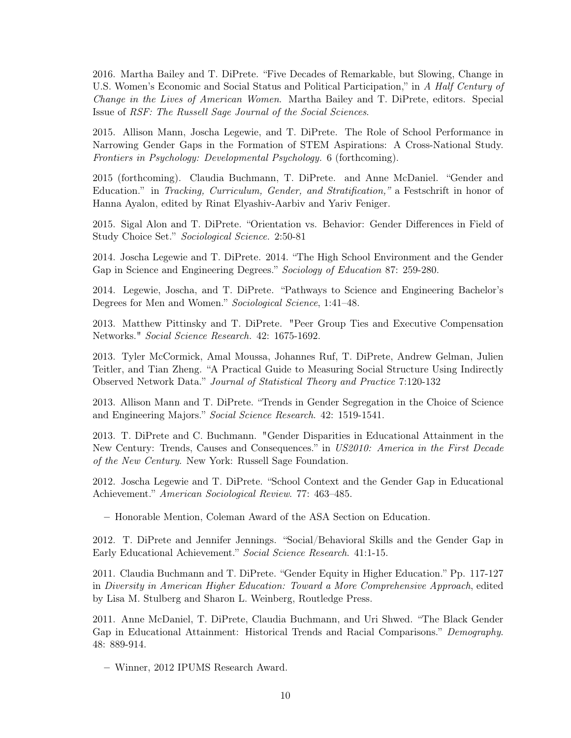2016. Martha Bailey and T. DiPrete. "Five Decades of Remarkable, but Slowing, Change in U.S. Women's Economic and Social Status and Political Participation," in *A Half Century of Change in the Lives of American Women*. Martha Bailey and T. DiPrete, editors. Special Issue of *RSF: The Russell Sage Journal of the Social Sciences*.

2015. Allison Mann, Joscha Legewie, and T. DiPrete. The Role of School Performance in Narrowing Gender Gaps in the Formation of STEM Aspirations: A Cross-National Study. *Frontiers in Psychology: Developmental Psychology.* 6 (forthcoming).

2015 (forthcoming). Claudia Buchmann, T. DiPrete. and Anne McDaniel. "Gender and Education." in *Tracking, Curriculum, Gender, and Stratification,"* a Festschrift in honor of Hanna Ayalon, edited by Rinat Elyashiv-Aarbiv and Yariv Feniger.

2015. Sigal Alon and T. DiPrete. "Orientation vs. Behavior: Gender Differences in Field of Study Choice Set." *Sociological Science.* 2:50-81

2014. Joscha Legewie and T. DiPrete. 2014. "The High School Environment and the Gender Gap in Science and Engineering Degrees." *Sociology of Education* 87: 259-280.

2014. Legewie, Joscha, and T. DiPrete. "Pathways to Science and Engineering Bachelor's Degrees for Men and Women." *Sociological Science*, 1:41–48.

2013. Matthew Pittinsky and T. DiPrete. "Peer Group Ties and Executive Compensation Networks." *Social Science Research.* 42: 1675-1692.

2013. Tyler McCormick, Amal Moussa, Johannes Ruf, T. DiPrete, Andrew Gelman, Julien Teitler, and Tian Zheng. "A Practical Guide to Measuring Social Structure Using Indirectly Observed Network Data." *Journal of Statistical Theory and Practice* 7:120-132

2013. Allison Mann and T. DiPrete. "Trends in Gender Segregation in the Choice of Science and Engineering Majors." *Social Science Research*. 42: 1519-1541.

2013. T. DiPrete and C. Buchmann. "Gender Disparities in Educational Attainment in the New Century: Trends, Causes and Consequences." in *US2010: America in the First Decade of the New Century.* New York: Russell Sage Foundation.

2012. Joscha Legewie and T. DiPrete. "School Context and the Gender Gap in Educational Achievement." *American Sociological Review*. 77: 463–485.

– Honorable Mention, Coleman Award of the ASA Section on Education.

2012. T. DiPrete and Jennifer Jennings. "Social/Behavioral Skills and the Gender Gap in Early Educational Achievement." *Social Science Research*. 41:1-15.

2011. Claudia Buchmann and T. DiPrete. "Gender Equity in Higher Education." Pp. 117-127 in *Diversity in American Higher Education: Toward a More Comprehensive Approach*, edited by Lisa M. Stulberg and Sharon L. Weinberg, Routledge Press.

2011. Anne McDaniel, T. DiPrete, Claudia Buchmann, and Uri Shwed. "The Black Gender Gap in Educational Attainment: Historical Trends and Racial Comparisons." *Demography*. 48: 889-914.

– Winner, 2012 IPUMS Research Award.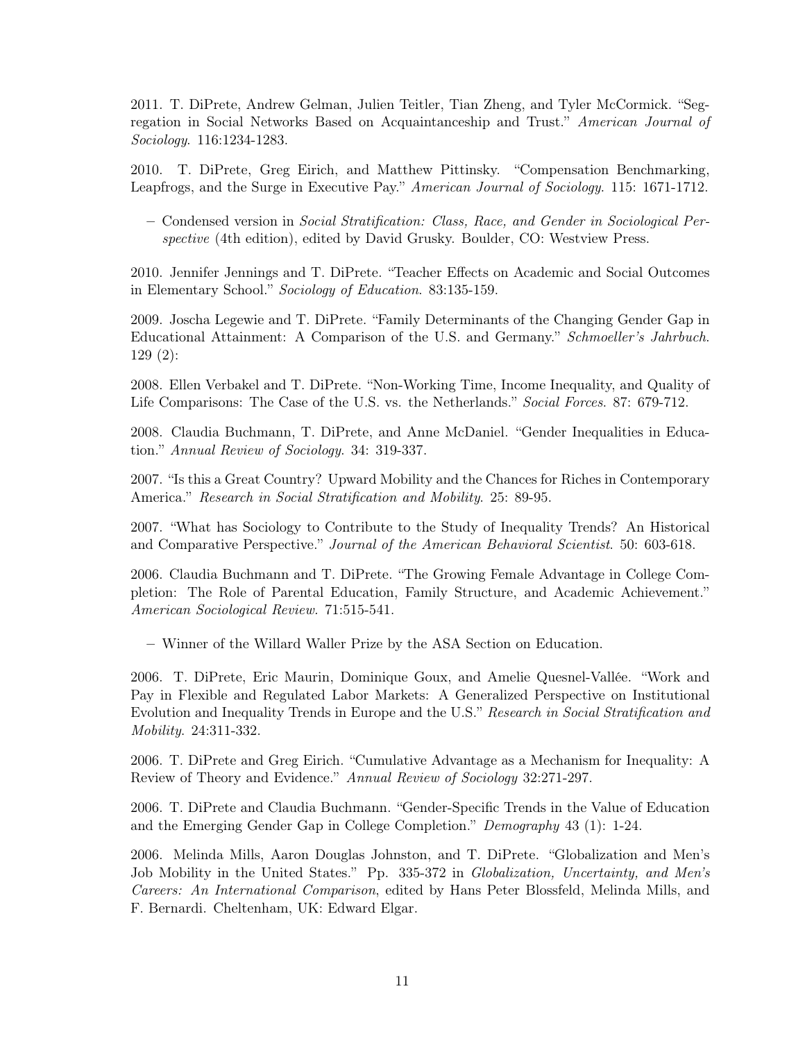2011. T. DiPrete, Andrew Gelman, Julien Teitler, Tian Zheng, and Tyler McCormick. "Segregation in Social Networks Based on Acquaintanceship and Trust." *American Journal of Sociology*. 116:1234-1283.

2010. T. DiPrete, Greg Eirich, and Matthew Pittinsky. "Compensation Benchmarking, Leapfrogs, and the Surge in Executive Pay." *American Journal of Sociology*. 115: 1671-1712.

- Condensed version in *Social Stratification: Class, Race, and Gender in Sociological Perspective* (4th edition), edited by David Grusky. Boulder, CO: Westview Press.

2010. Jennifer Jennings and T. DiPrete. "Teacher Effects on Academic and Social Outcomes in Elementary School." *Sociology of Education*. 83:135-159.

2009. Joscha Legewie and T. DiPrete. "Family Determinants of the Changing Gender Gap in Educational Attainment: A Comparison of the U.S. and Germany." *Schmoeller's Jahrbuch*. 129 (2):

2008. Ellen Verbakel and T. DiPrete. "Non-Working Time, Income Inequality, and Quality of Life Comparisons: The Case of the U.S. vs. the Netherlands." *Social Forces*. 87: 679-712.

2008. Claudia Buchmann, T. DiPrete, and Anne McDaniel. "Gender Inequalities in Education." *Annual Review of Sociology*. 34: 319-337.

2007. "Is this a Great Country? Upward Mobility and the Chances for Riches in Contemporary America." *Research in Social Stratification and Mobility*. 25: 89-95.

2007. "What has Sociology to Contribute to the Study of Inequality Trends? An Historical and Comparative Perspective." *Journal of the American Behavioral Scientist*. 50: 603-618.

2006. Claudia Buchmann and T. DiPrete. "The Growing Female Advantage in College Completion: The Role of Parental Education, Family Structure, and Academic Achievement." *American Sociological Review*. 71:515-541.

- Winner of the Willard Waller Prize by the ASA Section on Education.

2006. T. DiPrete, Eric Maurin, Dominique Goux, and Amelie Quesnel-Vallée. "Work and Pay in Flexible and Regulated Labor Markets: A Generalized Perspective on Institutional Evolution and Inequality Trends in Europe and the U.S." *Research in Social Stratification and Mobility*. 24:311-332.

2006. T. DiPrete and Greg Eirich. "Cumulative Advantage as a Mechanism for Inequality: A Review of Theory and Evidence." *Annual Review of Sociology* 32:271-297.

2006. T. DiPrete and Claudia Buchmann. "Gender-Specific Trends in the Value of Education and the Emerging Gender Gap in College Completion." *Demography* 43 (1): 1-24.

2006. Melinda Mills, Aaron Douglas Johnston, and T. DiPrete. "Globalization and Men's Job Mobility in the United States." Pp. 335-372 in *Globalization, Uncertainty, and Men's Careers: An International Comparison*, edited by Hans Peter Blossfeld, Melinda Mills, and F. Bernardi. Cheltenham, UK: Edward Elgar.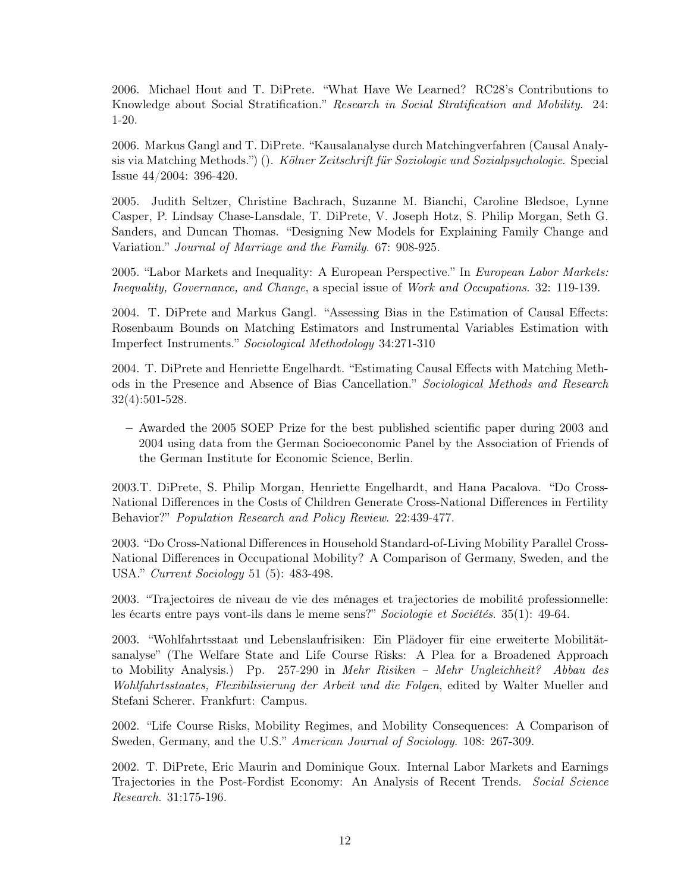2006. Michael Hout and T. DiPrete. "What Have We Learned? RC28's Contributions to Knowledge about Social Stratification." *Research in Social Stratification and Mobility.* 24: 1-20.

2006. Markus Gangl and T. DiPrete. "Kausalanalyse durch Matchingverfahren (Causal Analysis via Matching Methods.") (). *Kölner Zeitschrift für Soziologie und Sozialpsychologie.* Special Issue 44/2004: 396-420.

2005. Judith Seltzer, Christine Bachrach, Suzanne M. Bianchi, Caroline Bledsoe, Lynne Casper, P. Lindsay Chase-Lansdale, T. DiPrete, V. Joseph Hotz, S. Philip Morgan, Seth G. Sanders, and Duncan Thomas. "Designing New Models for Explaining Family Change and Variation." *Journal of Marriage and the Family.* 67: 908-925.

2005. "Labor Markets and Inequality: A European Perspective." In *European Labor Markets: Inequality, Governance, and Change*, a special issue of *Work and Occupations.* 32: 119-139.

2004. T. DiPrete and Markus Gangl. "Assessing Bias in the Estimation of Causal Effects: Rosenbaum Bounds on Matching Estimators and Instrumental Variables Estimation with Imperfect Instruments." *Sociological Methodology* 34:271-310

2004. T. DiPrete and Henriette Engelhardt. "Estimating Causal Effects with Matching Methods in the Presence and Absence of Bias Cancellation." *Sociological Methods and Research* 32(4):501-528.

- Awarded the 2005 SOEP Prize for the best published scientific paper during 2003 and 2004 using data from the German Socioeconomic Panel by the Association of Friends of the German Institute for Economic Science, Berlin.

2003.T. DiPrete, S. Philip Morgan, Henriette Engelhardt, and Hana Pacalova. "Do Cross-National Differences in the Costs of Children Generate Cross-National Differences in Fertility Behavior?" *Population Research and Policy Review.* 22:439-477.

2003. "Do Cross-National Differences in Household Standard-of-Living Mobility Parallel Cross-National Differences in Occupational Mobility? A Comparison of Germany, Sweden, and the USA." *Current Sociology* 51 (5): 483-498.

2003. "Trajectoires de niveau de vie des ménages et trajectories de mobilité professionnelle: les écarts entre pays vont-ils dans le meme sens?" *Sociologie et Sociétés.* 35(1): 49-64.

2003. "Wohlfahrtsstaat und Lebenslaufrisiken: Ein Plädoyer für eine erweiterte Mobilitätsanalyse" (The Welfare State and Life Course Risks: A Plea for a Broadened Approach to Mobility Analysis.) Pp. 257-290 in *Mehr Risiken – Mehr Ungleichheit? Abbau des Wohlfahrtsstaates, Flexibilisierung der Arbeit und die Folgen*, edited by Walter Mueller and Stefani Scherer. Frankfurt: Campus.

2002. "Life Course Risks, Mobility Regimes, and Mobility Consequences: A Comparison of Sweden, Germany, and the U.S." *American Journal of Sociology.* 108: 267-309.

2002. T. DiPrete, Eric Maurin and Dominique Goux. Internal Labor Markets and Earnings Trajectories in the Post-Fordist Economy: An Analysis of Recent Trends. *Social Science Research.* 31:175-196.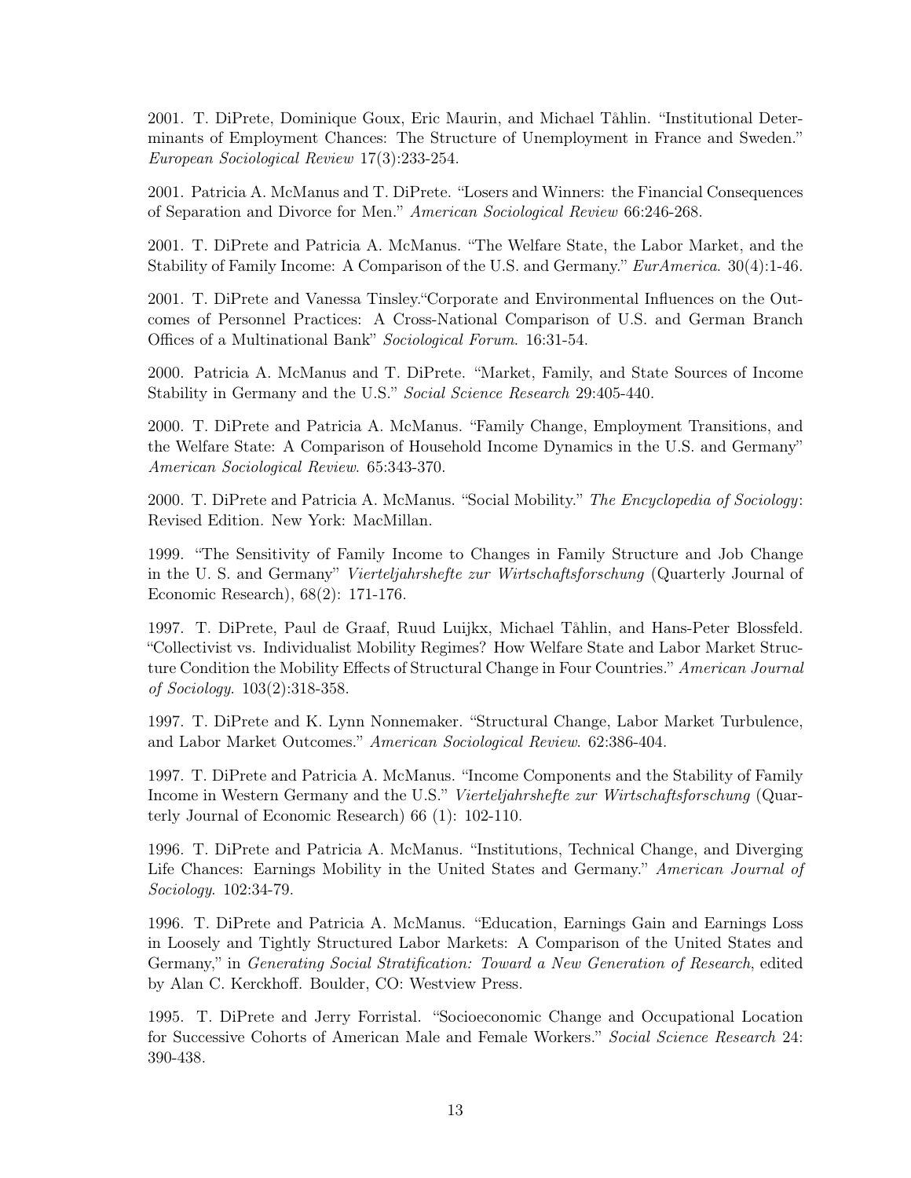2001. T. DiPrete, Dominique Goux, Eric Maurin, and Michael Tåhlin. "Institutional Determinants of Employment Chances: The Structure of Unemployment in France and Sweden." *European Sociological Review* 17(3):233-254.

2001. Patricia A. McManus and T. DiPrete. "Losers and Winners: the Financial Consequences of Separation and Divorce for Men." *American Sociological Review* 66:246-268.

2001. T. DiPrete and Patricia A. McManus. "The Welfare State, the Labor Market, and the Stability of Family Income: A Comparison of the U.S. and Germany." *EurAmerica*. 30(4):1-46.

2001. T. DiPrete and Vanessa Tinsley."Corporate and Environmental Influences on the Outcomes of Personnel Practices: A Cross-National Comparison of U.S. and German Branch Offices of a Multinational Bank" *Sociological Forum*. 16:31-54.

2000. Patricia A. McManus and T. DiPrete. "Market, Family, and State Sources of Income Stability in Germany and the U.S." *Social Science Research* 29:405-440.

2000. T. DiPrete and Patricia A. McManus. "Family Change, Employment Transitions, and the Welfare State: A Comparison of Household Income Dynamics in the U.S. and Germany" *American Sociological Review*. 65:343-370.

2000. T. DiPrete and Patricia A. McManus. "Social Mobility." *The Encyclopedia of Sociology*: Revised Edition. New York: MacMillan.

1999. "The Sensitivity of Family Income to Changes in Family Structure and Job Change in the U. S. and Germany" *Vierteljahrshefte zur Wirtschaftsforschung* (Quarterly Journal of Economic Research), 68(2): 171-176.

1997. T. DiPrete, Paul de Graaf, Ruud Luijkx, Michael Tåhlin, and Hans-Peter Blossfeld. "Collectivist vs. Individualist Mobility Regimes? How Welfare State and Labor Market Structure Condition the Mobility Effects of Structural Change in Four Countries." *American Journal of Sociology*. 103(2):318-358.

1997. T. DiPrete and K. Lynn Nonnemaker. "Structural Change, Labor Market Turbulence, and Labor Market Outcomes." *American Sociological Review*. 62:386-404.

1997. T. DiPrete and Patricia A. McManus. "Income Components and the Stability of Family Income in Western Germany and the U.S." *Vierteljahrshefte zur Wirtschaftsforschung* (Quarterly Journal of Economic Research) 66 (1): 102-110.

1996. T. DiPrete and Patricia A. McManus. "Institutions, Technical Change, and Diverging Life Chances: Earnings Mobility in the United States and Germany." *American Journal of Sociology*. 102:34-79.

1996. T. DiPrete and Patricia A. McManus. "Education, Earnings Gain and Earnings Loss in Loosely and Tightly Structured Labor Markets: A Comparison of the United States and Germany," in *Generating Social Stratification: Toward a New Generation of Research*, edited by Alan C. Kerckhoff. Boulder, CO: Westview Press.

1995. T. DiPrete and Jerry Forristal. "Socioeconomic Change and Occupational Location for Successive Cohorts of American Male and Female Workers." *Social Science Research* 24: 390-438.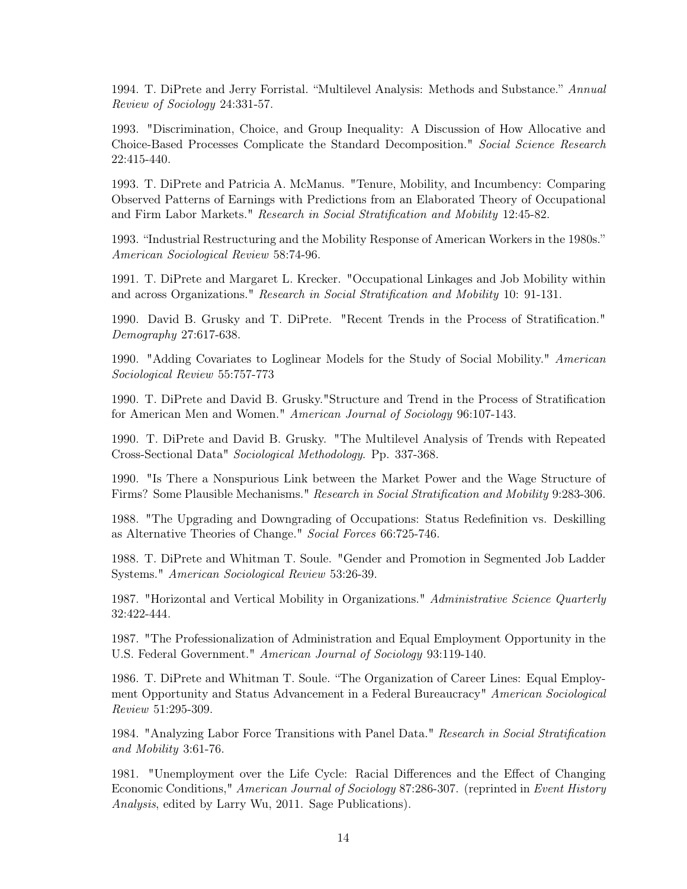1994. T. DiPrete and Jerry Forristal. "Multilevel Analysis: Methods and Substance." *Annual Review of Sociology* 24:331-57.

1993. "Discrimination, Choice, and Group Inequality: A Discussion of How Allocative and Choice-Based Processes Complicate the Standard Decomposition." *Social Science Research* 22:415-440.

1993. T. DiPrete and Patricia A. McManus. "Tenure, Mobility, and Incumbency: Comparing Observed Patterns of Earnings with Predictions from an Elaborated Theory of Occupational and Firm Labor Markets." *Research in Social Stratification and Mobility* 12:45-82.

1993. "Industrial Restructuring and the Mobility Response of American Workers in the 1980s." *American Sociological Review* 58:74-96.

1991. T. DiPrete and Margaret L. Krecker. "Occupational Linkages and Job Mobility within and across Organizations." *Research in Social Stratification and Mobility* 10: 91-131.

1990. David B. Grusky and T. DiPrete. "Recent Trends in the Process of Stratification." *Demography* 27:617-638.

1990. "Adding Covariates to Loglinear Models for the Study of Social Mobility." *American Sociological Review* 55:757-773

1990. T. DiPrete and David B. Grusky."Structure and Trend in the Process of Stratification for American Men and Women." *American Journal of Sociology* 96:107-143.

1990. T. DiPrete and David B. Grusky. "The Multilevel Analysis of Trends with Repeated Cross-Sectional Data" *Sociological Methodology*. Pp. 337-368.

1990. "Is There a Nonspurious Link between the Market Power and the Wage Structure of Firms? Some Plausible Mechanisms." *Research in Social Stratification and Mobility* 9:283-306.

1988. "The Upgrading and Downgrading of Occupations: Status Redefinition vs. Deskilling as Alternative Theories of Change." *Social Forces* 66:725-746.

1988. T. DiPrete and Whitman T. Soule. "Gender and Promotion in Segmented Job Ladder Systems." *American Sociological Review* 53:26-39.

1987. "Horizontal and Vertical Mobility in Organizations." *Administrative Science Quarterly* 32:422-444.

1987. "The Professionalization of Administration and Equal Employment Opportunity in the U.S. Federal Government." *American Journal of Sociology* 93:119-140.

1986. T. DiPrete and Whitman T. Soule. "The Organization of Career Lines: Equal Employment Opportunity and Status Advancement in a Federal Bureaucracy" *American Sociological Review* 51:295-309.

1984. "Analyzing Labor Force Transitions with Panel Data." *Research in Social Stratification and Mobility* 3:61-76.

1981. "Unemployment over the Life Cycle: Racial Differences and the Effect of Changing Economic Conditions," *American Journal of Sociology* 87:286-307. (reprinted in *Event History Analysis*, edited by Larry Wu, 2011. Sage Publications).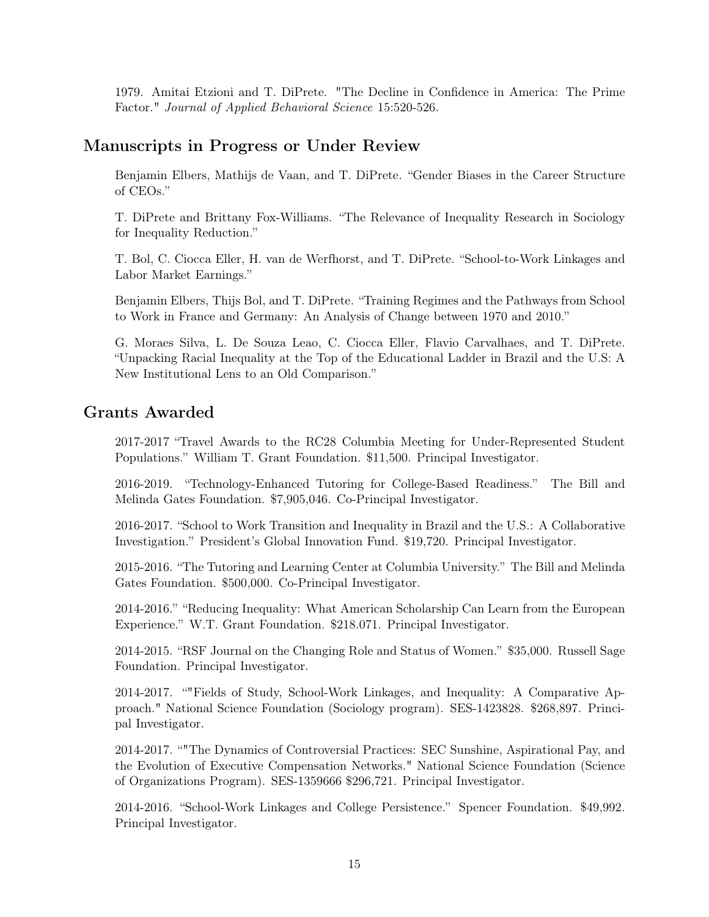1979. Amitai Etzioni and T. DiPrete. "The Decline in Confidence in America: The Prime Factor." *Journal of Applied Behavioral Science* 15:520-526.

## Manuscripts in Progress or Under Review

Benjamin Elbers, Mathijs de Vaan, and T. DiPrete. "Gender Biases in the Career Structure of CEOs."

T. DiPrete and Brittany Fox-Williams. "The Relevance of Inequality Research in Sociology for Inequality Reduction."

T. Bol, C. Ciocca Eller, H. van de Werfhorst, and T. DiPrete. "School-to-Work Linkages and Labor Market Earnings."

Benjamin Elbers, Thijs Bol, and T. DiPrete. "Training Regimes and the Pathways from School to Work in France and Germany: An Analysis of Change between 1970 and 2010."

G. Moraes Silva, L. De Souza Leao, C. Ciocca Eller, Flavio Carvalhaes, and T. DiPrete. "Unpacking Racial Inequality at the Top of the Educational Ladder in Brazil and the U.S: A New Institutional Lens to an Old Comparison."

## Grants Awarded

2017-2017 "Travel Awards to the RC28 Columbia Meeting for Under-Represented Student Populations." William T. Grant Foundation. $11,500. Principal Investigator.

2016-2019. "Technology-Enhanced Tutoring for College-Based Readiness." The Bill and Melinda Gates Foundation. $7,905,046. Co-Principal Investigator.

2016-2017. "School to Work Transition and Inequality in Brazil and the U.S.: A Collaborative Investigation." President's Global Innovation Fund. $19,720. Principal Investigator.

2015-2016. "The Tutoring and Learning Center at Columbia University." The Bill and Melinda Gates Foundation. $500,000. Co-Principal Investigator.

2014-2016." "Reducing Inequality: What American Scholarship Can Learn from the European Experience." W.T. Grant Foundation. $218.071. Principal Investigator.

2014-2015. "RSF Journal on the Changing Role and Status of Women." $35,000. Russell Sage Foundation. Principal Investigator.

2014-2017. ""Fields of Study, School-Work Linkages, and Inequality: A Comparative Approach." National Science Foundation (Sociology program). SES-1423828. $268,897. Principal Investigator.

2014-2017. ""The Dynamics of Controversial Practices: SEC Sunshine, Aspirational Pay, and the Evolution of Executive Compensation Networks." National Science Foundation (Science of Organizations Program). SES-1359666 $296,721. Principal Investigator.

2014-2016. "School-Work Linkages and College Persistence." Spencer Foundation. $49,992. Principal Investigator.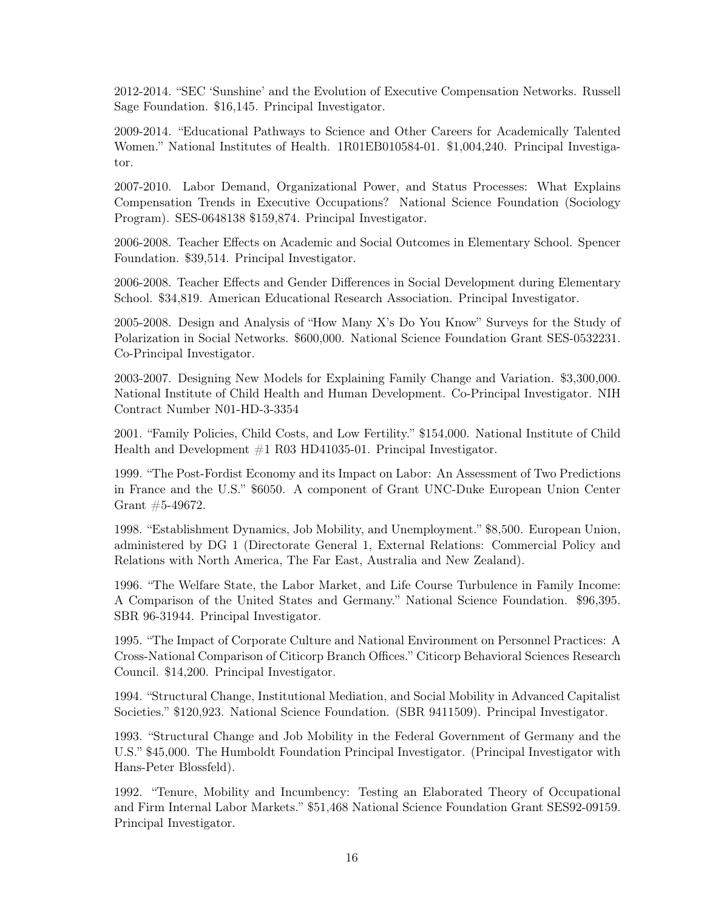2012-2014. "SEC 'Sunshine' and the Evolution of Executive Compensation Networks. Russell Sage Foundation. $16,145. Principal Investigator.

2009-2014. "Educational Pathways to Science and Other Careers for Academically Talented Women." National Institutes of Health. 1R01EB010584-01. $1,004,240. Principal Investigator.

2007-2010. Labor Demand, Organizational Power, and Status Processes: What Explains Compensation Trends in Executive Occupations? National Science Foundation (Sociology Program). SES-0648138 $159,874. Principal Investigator.

2006-2008. Teacher Effects on Academic and Social Outcomes in Elementary School. Spencer Foundation. $39,514. Principal Investigator.

2006-2008. Teacher Effects and Gender Differences in Social Development during Elementary School. $34,819. American Educational Research Association. Principal Investigator.

2005-2008. Design and Analysis of "How Many X's Do You Know" Surveys for the Study of Polarization in Social Networks. $600,000. National Science Foundation Grant SES-0532231. Co-Principal Investigator.

2003-2007. Designing New Models for Explaining Family Change and Variation. $3,300,000. National Institute of Child Health and Human Development. Co-Principal Investigator. NIH Contract Number N01-HD-3-3354

2001. "Family Policies, Child Costs, and Low Fertility." $154,000. National Institute of Child Health and Development #1 R03 HD41035-01. Principal Investigator.

1999. "The Post-Fordist Economy and its Impact on Labor: An Assessment of Two Predictions in France and the U.S." $6050. A component of Grant UNC-Duke European Union Center Grant #5-49672.

1998. "Establishment Dynamics, Job Mobility, and Unemployment." $8,500. European Union, administered by DG 1 (Directorate General 1, External Relations: Commercial Policy and Relations with North America, The Far East, Australia and New Zealand).

1996. "The Welfare State, the Labor Market, and Life Course Turbulence in Family Income: A Comparison of the United States and Germany." National Science Foundation. $96,395. SBR 96-31944. Principal Investigator.

1995. "The Impact of Corporate Culture and National Environment on Personnel Practices: A Cross-National Comparison of Citicorp Branch Offices." Citicorp Behavioral Sciences Research Council. $14,200. Principal Investigator.

1994. "Structural Change, Institutional Mediation, and Social Mobility in Advanced Capitalist Societies." $120,923. National Science Foundation. (SBR 9411509). Principal Investigator.

1993. "Structural Change and Job Mobility in the Federal Government of Germany and the U.S." $45,000. The Humboldt Foundation Principal Investigator. (Principal Investigator with Hans-Peter Blossfeld).

1992. "Tenure, Mobility and Incumbency: Testing an Elaborated Theory of Occupational and Firm Internal Labor Markets." $51,468 National Science Foundation Grant SES92-09159. Principal Investigator.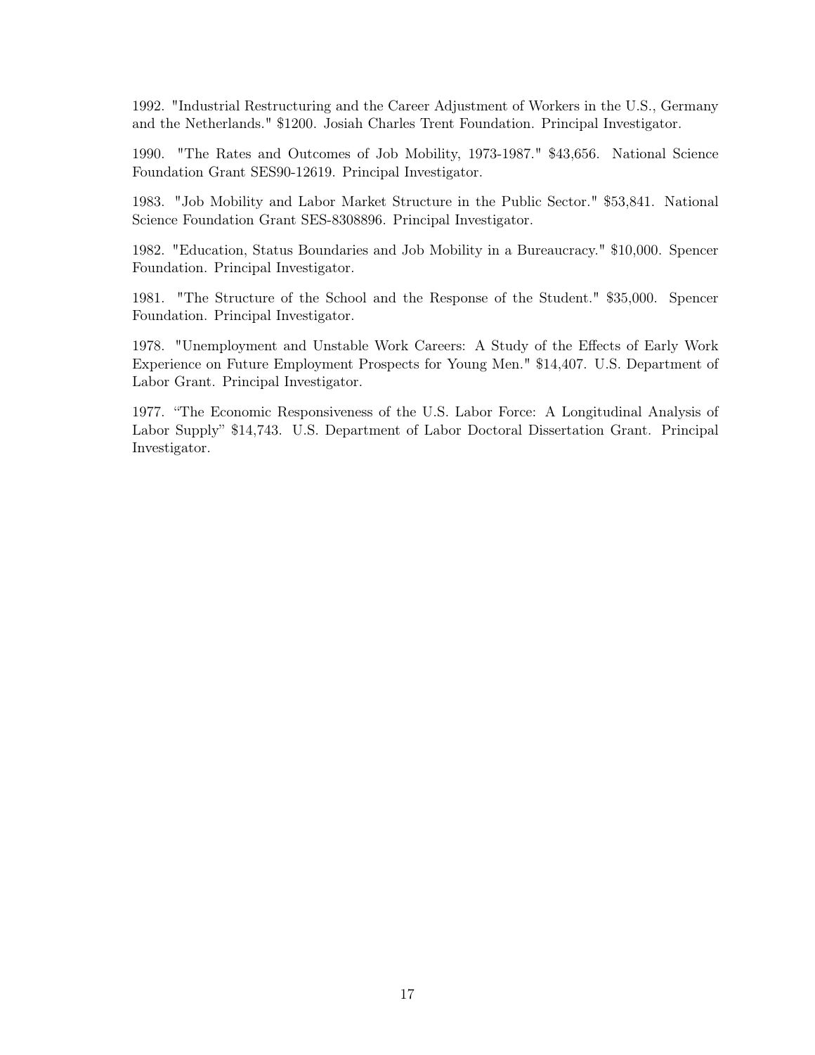1992. "Industrial Restructuring and the Career Adjustment of Workers in the U.S., Germany and the Netherlands." $1200. Josiah Charles Trent Foundation. Principal Investigator.

1990. "The Rates and Outcomes of Job Mobility, 1973-1987." $43,656. National Science Foundation Grant SES90-12619. Principal Investigator.

1983. "Job Mobility and Labor Market Structure in the Public Sector." $53,841. National Science Foundation Grant SES-8308896. Principal Investigator.

1982. "Education, Status Boundaries and Job Mobility in a Bureaucracy." $10,000. Spencer Foundation. Principal Investigator.

1981. "The Structure of the School and the Response of the Student." $35,000. Spencer Foundation. Principal Investigator.

1978. "Unemployment and Unstable Work Careers: A Study of the Effects of Early Work Experience on Future Employment Prospects for Young Men." $14,407. U.S. Department of Labor Grant. Principal Investigator.

1977. "The Economic Responsiveness of the U.S. Labor Force: A Longitudinal Analysis of Labor Supply" $14,743. U.S. Department of Labor Doctoral Dissertation Grant. Principal Investigator.